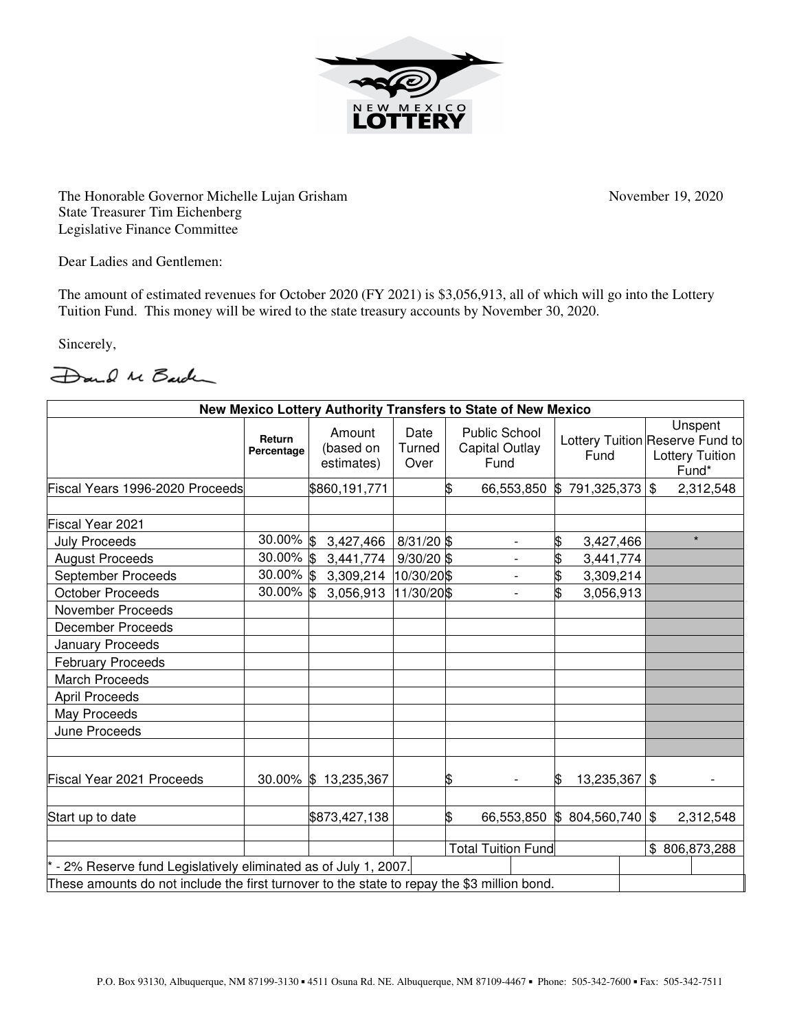The Honorable Governor Michelle Lujan Grisham
State Treasurer Tim Eichenberg
Legislative Finance Committee

November 19, 2020

Dear Ladies and Gentlemen:

The amount of estimated revenues for October 2020 (FY 2021) is $3,056,913, all of which will go into the Lottery Tuition Fund. This money will be wired to the state treasury accounts by November 30, 2020.

Sincerely,

| New Mexico Lottery Authority Transfers to State of New Mexico | | | | | | |
|---|---|---|---|---|---|---|
| | Return Percentage | Amount (based on estimates) | Date Turned Over | Public School Capital Outlay Fund | Lottery Tuition Fund | Unspent Reserve Fund to Lottery Tuition Fund* |
| Fiscal Years 1996-2020 Proceeds | | $860,191,771 | | $ 66,553,850 | $ 791,325,373 | $ 2,312,548 |
| | | | | | | |
| Fiscal Year 2021 | | | | | | |
| July Proceeds | 30.00% | $ 3,427,466 | 8/31/20 | $ - | $ 3,427,466 | * |
| August Proceeds | 30.00% | $ 3,441,774 | 9/30/20 | $ - | $ 3,441,774 | |
| September Proceeds | 30.00% | $ 3,309,214 | 10/30/20 | $ - | $ 3,309,214 | |
| October Proceeds | 30.00% | $ 3,056,913 | 11/30/20 | $ - | $ 3,056,913 | |
| November Proceeds | | | | | | |
| December Proceeds | | | | | | |
| January Proceeds | | | | | | |
| February Proceeds | | | | | | |
| March Proceeds | | | | | | |
| April Proceeds | | | | | | |
| May Proceeds | | | | | | |
| June Proceeds | | | | | | |
| | | | | | | |
| Fiscal Year 2021 Proceeds | 30.00% | $ 13,235,367 | | $ - | $ 13,235,367 | $ - |
| | | | | | | |
| Start up to date | | $873,427,138 | | $ 66,553,850 | $ 804,560,740 | $ 2,312,548 |
| | | | | | | |
| | | | | Total Tuition Fund | | $ 806,873,288 |

\* - 2% Reserve fund Legislatively eliminated as of July 1, 2007.

These amounts do not include the first turnover to the state to repay the $3 million bond.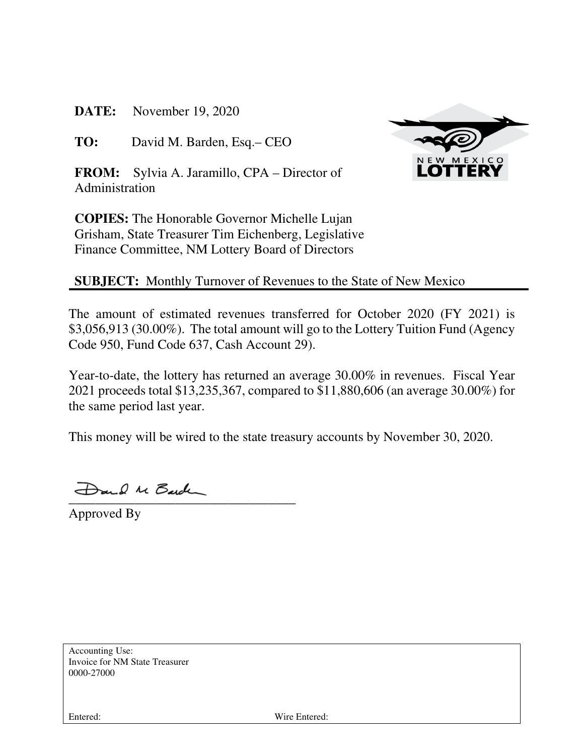**DATE:** November 19, 2020

**TO:** David M. Barden, Esq.– CEO

**FROM:** Sylvia A. Jaramillo, CPA – Director of Administration

**COPIES:** The Honorable Governor Michelle Lujan Grisham, State Treasurer Tim Eichenberg, Legislative Finance Committee, NM Lottery Board of Directors

**SUBJECT:** Monthly Turnover of Revenues to the State of New Mexico

The amount of estimated revenues transferred for October 2020 (FY 2021) is $3,056,913 (30.00%). The total amount will go to the Lottery Tuition Fund (Agency Code 950, Fund Code 637, Cash Account 29).

Year-to-date, the lottery has returned an average 30.00% in revenues. Fiscal Year 2021 proceeds total $13,235,367, compared to $11,880,606 (an average 30.00%) for the same period last year.

This money will be wired to the state treasury accounts by November 30, 2020.

___________________________________

Approved By

Accounting Use:
Invoice for NM State Treasurer
0000-27000

Entered: Wire Entered: